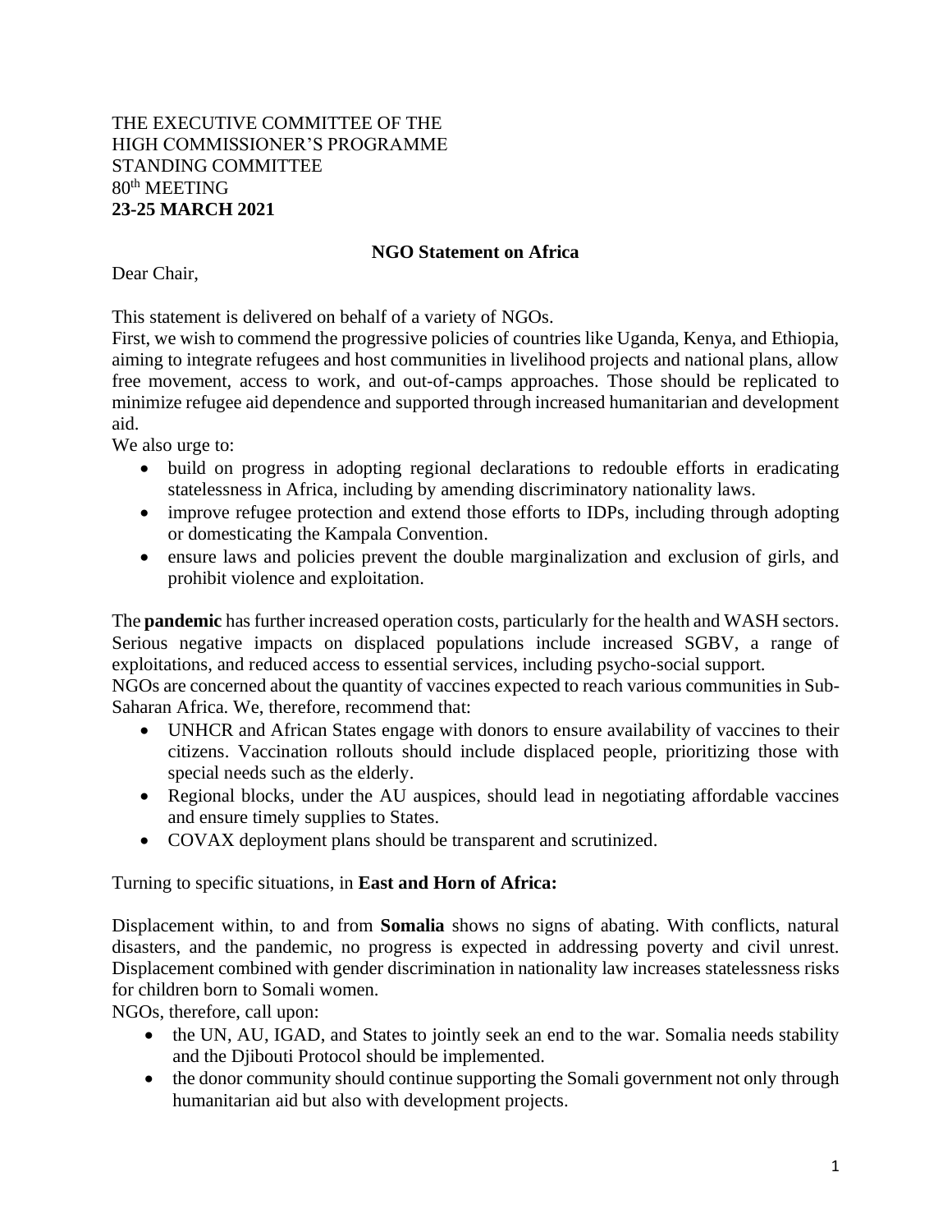THE EXECUTIVE COMMITTEE OF THE
HIGH COMMISSIONER'S PROGRAMME
STANDING COMMITTEE
80th MEETING
**23-25 MARCH 2021**

**NGO Statement on Africa**

Dear Chair,

This statement is delivered on behalf of a variety of NGOs.

First, we wish to commend the progressive policies of countries like Uganda, Kenya, and Ethiopia, aiming to integrate refugees and host communities in livelihood projects and national plans, allow free movement, access to work, and out-of-camps approaches. Those should be replicated to minimize refugee aid dependence and supported through increased humanitarian and development aid.

We also urge to:

- build on progress in adopting regional declarations to redouble efforts in eradicating statelessness in Africa, including by amending discriminatory nationality laws.
- improve refugee protection and extend those efforts to IDPs, including through adopting or domesticating the Kampala Convention.
- ensure laws and policies prevent the double marginalization and exclusion of girls, and prohibit violence and exploitation.

The **pandemic** has further increased operation costs, particularly for the health and WASH sectors. Serious negative impacts on displaced populations include increased SGBV, a range of exploitations, and reduced access to essential services, including psycho-social support.

NGOs are concerned about the quantity of vaccines expected to reach various communities in Sub-Saharan Africa. We, therefore, recommend that:

- UNHCR and African States engage with donors to ensure availability of vaccines to their citizens. Vaccination rollouts should include displaced people, prioritizing those with special needs such as the elderly.
- Regional blocks, under the AU auspices, should lead in negotiating affordable vaccines and ensure timely supplies to States.
- COVAX deployment plans should be transparent and scrutinized.

Turning to specific situations, in **East and Horn of Africa:**

Displacement within, to and from **Somalia** shows no signs of abating. With conflicts, natural disasters, and the pandemic, no progress is expected in addressing poverty and civil unrest. Displacement combined with gender discrimination in nationality law increases statelessness risks for children born to Somali women.

NGOs, therefore, call upon:

- the UN, AU, IGAD, and States to jointly seek an end to the war. Somalia needs stability and the Djibouti Protocol should be implemented.
- the donor community should continue supporting the Somali government not only through humanitarian aid but also with development projects.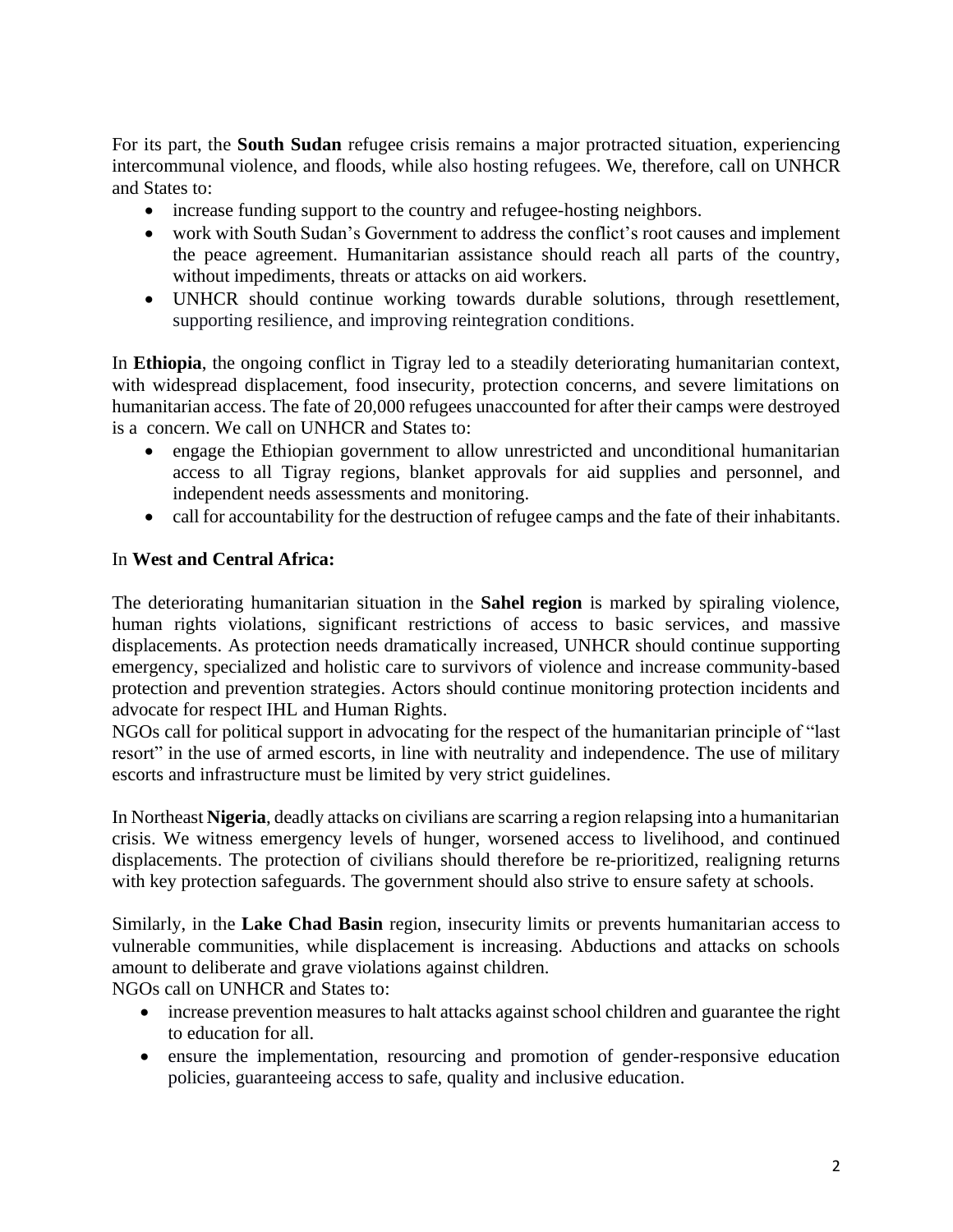For its part, the **South Sudan** refugee crisis remains a major protracted situation, experiencing intercommunal violence, and floods, while also hosting refugees. We, therefore, call on UNHCR and States to:

- increase funding support to the country and refugee-hosting neighbors.
- work with South Sudan's Government to address the conflict's root causes and implement the peace agreement. Humanitarian assistance should reach all parts of the country, without impediments, threats or attacks on aid workers.
- UNHCR should continue working towards durable solutions, through resettlement, supporting resilience, and improving reintegration conditions.

In **Ethiopia**, the ongoing conflict in Tigray led to a steadily deteriorating humanitarian context, with widespread displacement, food insecurity, protection concerns, and severe limitations on humanitarian access. The fate of 20,000 refugees unaccounted for after their camps were destroyed is a concern. We call on UNHCR and States to:

- engage the Ethiopian government to allow unrestricted and unconditional humanitarian access to all Tigray regions, blanket approvals for aid supplies and personnel, and independent needs assessments and monitoring.
- call for accountability for the destruction of refugee camps and the fate of their inhabitants.

In **West and Central Africa:**

The deteriorating humanitarian situation in the **Sahel region** is marked by spiraling violence, human rights violations, significant restrictions of access to basic services, and massive displacements. As protection needs dramatically increased, UNHCR should continue supporting emergency, specialized and holistic care to survivors of violence and increase community-based protection and prevention strategies. Actors should continue monitoring protection incidents and advocate for respect IHL and Human Rights.

NGOs call for political support in advocating for the respect of the humanitarian principle of "last resort" in the use of armed escorts, in line with neutrality and independence. The use of military escorts and infrastructure must be limited by very strict guidelines.

In Northeast **Nigeria**, deadly attacks on civilians are scarring a region relapsing into a humanitarian crisis. We witness emergency levels of hunger, worsened access to livelihood, and continued displacements. The protection of civilians should therefore be re-prioritized, realigning returns with key protection safeguards. The government should also strive to ensure safety at schools.

Similarly, in the **Lake Chad Basin** region, insecurity limits or prevents humanitarian access to vulnerable communities, while displacement is increasing. Abductions and attacks on schools amount to deliberate and grave violations against children.

NGOs call on UNHCR and States to:

- increase prevention measures to halt attacks against school children and guarantee the right to education for all.
- ensure the implementation, resourcing and promotion of gender-responsive education policies, guaranteeing access to safe, quality and inclusive education.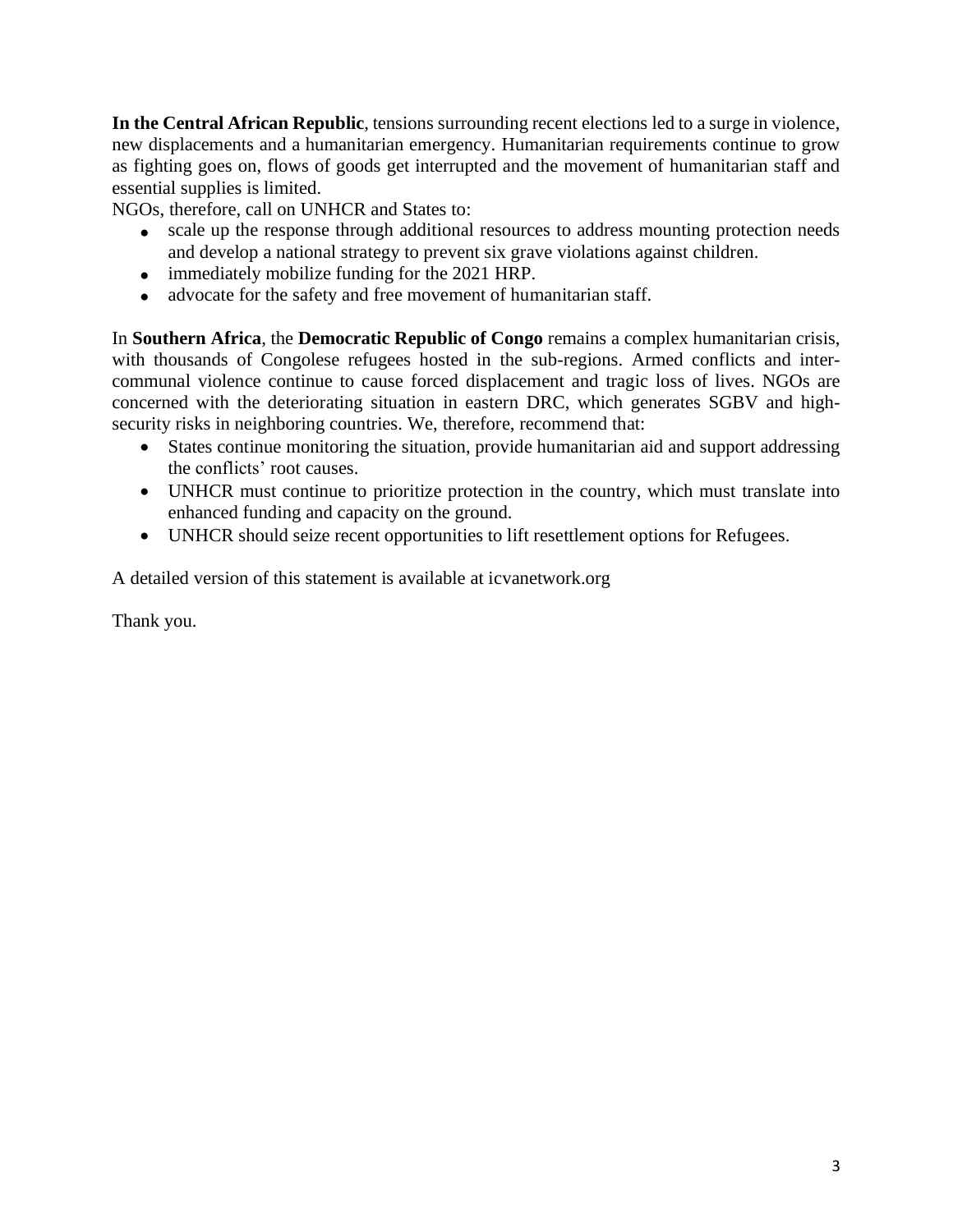**In the Central African Republic**, tensions surrounding recent elections led to a surge in violence, new displacements and a humanitarian emergency. Humanitarian requirements continue to grow as fighting goes on, flows of goods get interrupted and the movement of humanitarian staff and essential supplies is limited.

NGOs, therefore, call on UNHCR and States to:

- scale up the response through additional resources to address mounting protection needs and develop a national strategy to prevent six grave violations against children.
- immediately mobilize funding for the 2021 HRP.
- advocate for the safety and free movement of humanitarian staff.

In **Southern Africa**, the **Democratic Republic of Congo** remains a complex humanitarian crisis, with thousands of Congolese refugees hosted in the sub-regions. Armed conflicts and inter-communal violence continue to cause forced displacement and tragic loss of lives. NGOs are concerned with the deteriorating situation in eastern DRC, which generates SGBV and high-security risks in neighboring countries. We, therefore, recommend that:

- States continue monitoring the situation, provide humanitarian aid and support addressing the conflicts' root causes.
- UNHCR must continue to prioritize protection in the country, which must translate into enhanced funding and capacity on the ground.
- UNHCR should seize recent opportunities to lift resettlement options for Refugees.

A detailed version of this statement is available at icvanetwork.org

Thank you.